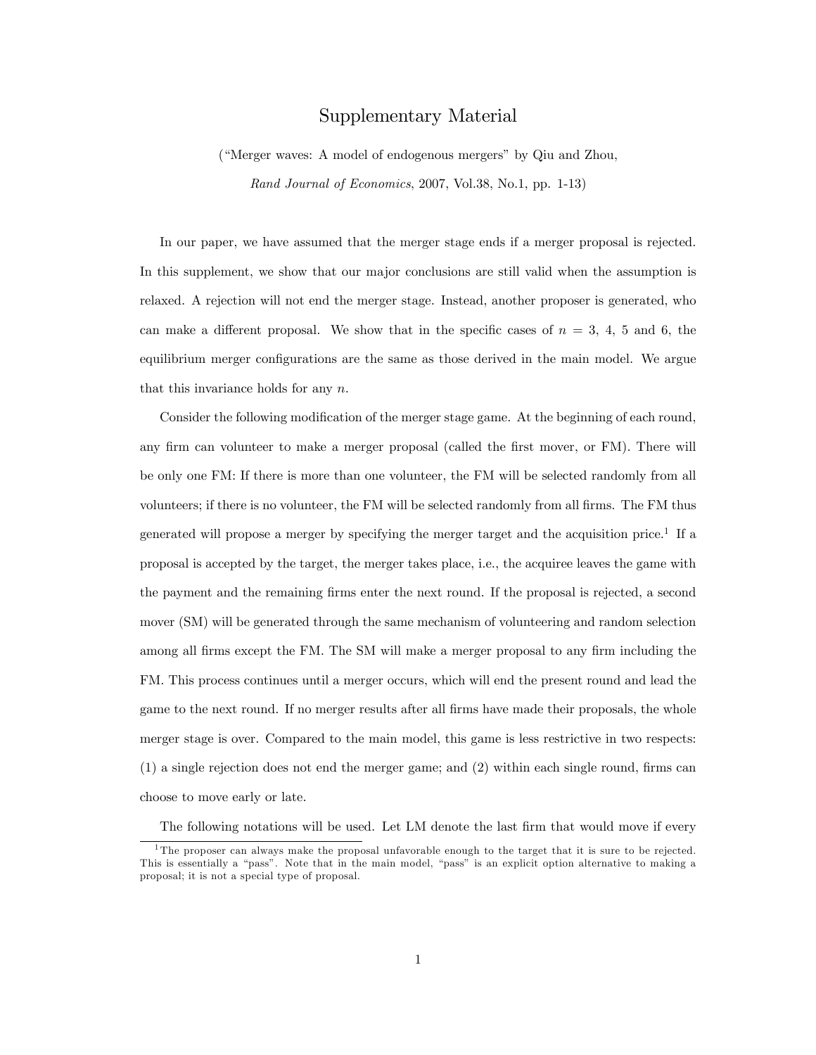# Supplementary Material

("Merger waves: A model of endogenous mergers" by Qiu and Zhou,

*Rand Journal of Economics*, 2007, Vol.38, No.1, pp. 1-13)

In our paper, we have assumed that the merger stage ends if a merger proposal is rejected. In this supplement, we show that our major conclusions are still valid when the assumption is relaxed. A rejection will not end the merger stage. Instead, another proposer is generated, who can make a different proposal. We show that in the specific cases of $n = 3$, 4, 5 and 6, the equilibrium merger configurations are the same as those derived in the main model. We argue that this invariance holds for any $n$.

Consider the following modification of the merger stage game. At the beginning of each round, any firm can volunteer to make a merger proposal (called the first mover, or FM). There will be only one FM: If there is more than one volunteer, the FM will be selected randomly from all volunteers; if there is no volunteer, the FM will be selected randomly from all firms. The FM thus generated will propose a merger by specifying the merger target and the acquisition price.[1] If a proposal is accepted by the target, the merger takes place, i.e., the acquiree leaves the game with the payment and the remaining firms enter the next round. If the proposal is rejected, a second mover (SM) will be generated through the same mechanism of volunteering and random selection among all firms except the FM. The SM will make a merger proposal to any firm including the FM. This process continues until a merger occurs, which will end the present round and lead the game to the next round. If no merger results after all firms have made their proposals, the whole merger stage is over. Compared to the main model, this game is less restrictive in two respects: (1) a single rejection does not end the merger game; and (2) within each single round, firms can choose to move early or late.

The following notations will be used. Let LM denote the last firm that would move if every

[1] The proposer can always make the proposal unfavorable enough to the target that it is sure to be rejected. This is essentially a "pass". Note that in the main model, "pass" is an explicit option alternative to making a proposal; it is not a special type of proposal.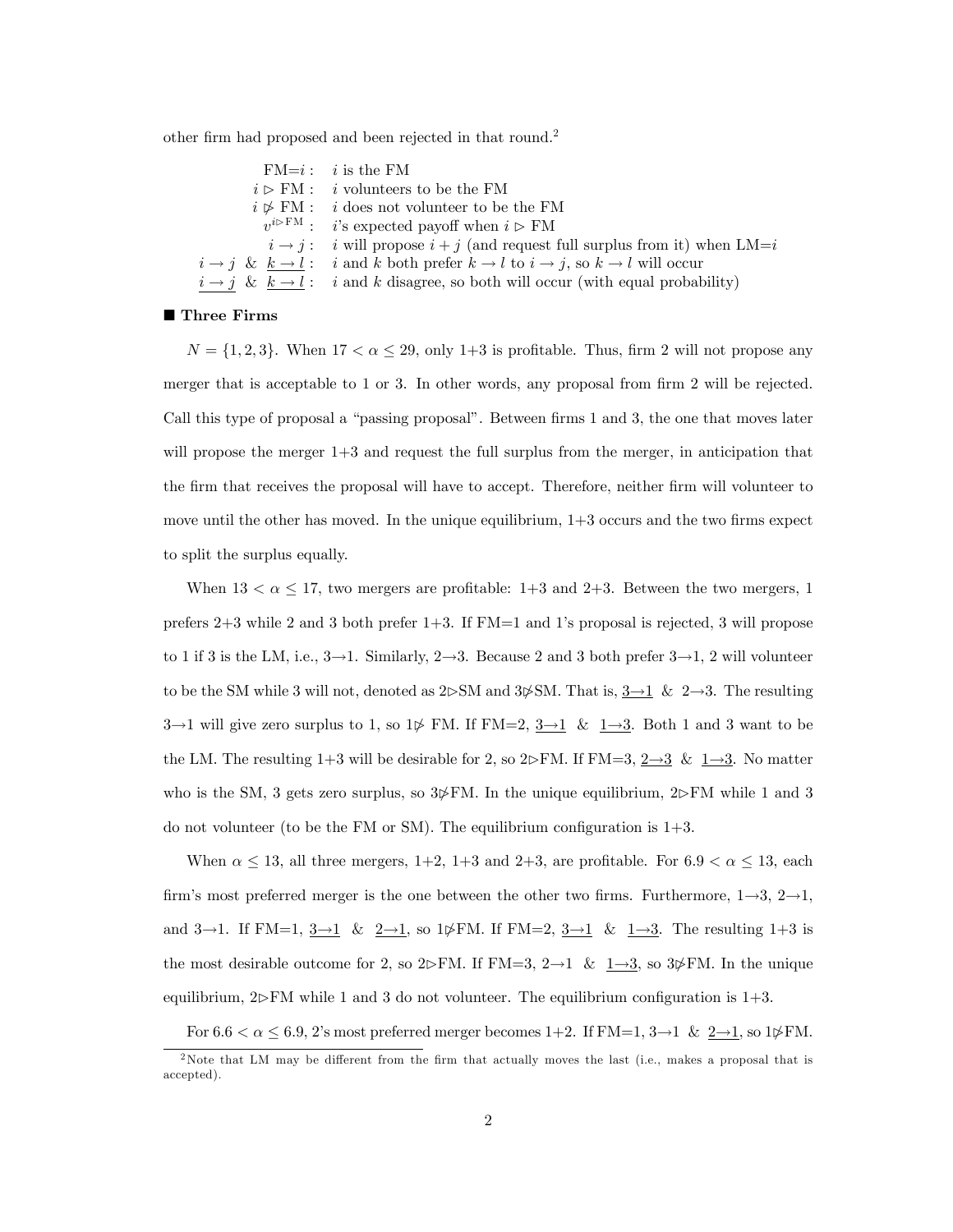other firm had proposed and been rejected in that round.[2]

| | |
|---|---|
| FM=$i$ : | $i$ is the FM |
| $i \rhd$ FM : | $i$ volunteers to be the FM |
| $i \ntriangleright$ FM : | $i$ does not volunteer to be the FM |
| $v^{i \rhd \text{FM}}$ : | $i$'s expected payoff when $i \rhd$ FM |
| $i \to j$ : | $i$ will propose $i + j$ (and request full surplus from it) when LM=$i$ |
| $i \to j$ & $\underline{k \to l}$ : | $i$ and $k$ both prefer $k \to l$ to $i \to j$, so $k \to l$ will occur |
| $\underline{i \to j}$ & $\underline{k \to l}$ : | $i$ and $k$ disagree, so both will occur (with equal probability) |

■ **Three Firms**

$N = \{1, 2, 3\}$. When $17 < \alpha \leq 29$, only 1+3 is profitable. Thus, firm 2 will not propose any merger that is acceptable to 1 or 3. In other words, any proposal from firm 2 will be rejected. Call this type of proposal a "passing proposal". Between firms 1 and 3, the one that moves later will propose the merger 1+3 and request the full surplus from the merger, in anticipation that the firm that receives the proposal will have to accept. Therefore, neither firm will volunteer to move until the other has moved. In the unique equilibrium, 1+3 occurs and the two firms expect to split the surplus equally.

When $13 < \alpha \leq 17$, two mergers are profitable: 1+3 and 2+3. Between the two mergers, 1 prefers 2+3 while 2 and 3 both prefer 1+3. If FM=1 and 1's proposal is rejected, 3 will propose to 1 if 3 is the LM, i.e., 3→1. Similarly, 2→3. Because 2 and 3 both prefer 3→1, 2 will volunteer to be the SM while 3 will not, denoted as 2⊳SM and 3⋫SM. That is, $\underline{3 \to 1}$ & $2 \to 3$. The resulting 3→1 will give zero surplus to 1, so 1⋫ FM. If FM=2, $\underline{3 \to 1}$ & $\underline{1 \to 3}$. Both 1 and 3 want to be the LM. The resulting 1+3 will be desirable for 2, so 2⊳FM. If FM=3, $\underline{2 \to 3}$ & $\underline{1 \to 3}$. No matter who is the SM, 3 gets zero surplus, so 3⋫FM. In the unique equilibrium, 2⊳FM while 1 and 3 do not volunteer (to be the FM or SM). The equilibrium configuration is 1+3.

When $\alpha \leq 13$, all three mergers, 1+2, 1+3 and 2+3, are profitable. For $6.9 < \alpha \leq 13$, each firm's most preferred merger is the one between the other two firms. Furthermore, 1→3, 2→1, and 3→1. If FM=1, $\underline{3 \to 1}$ & $\underline{2 \to 1}$, so 1⋫FM. If FM=2, $\underline{3 \to 1}$ & $\underline{1 \to 3}$. The resulting 1+3 is the most desirable outcome for 2, so 2⊳FM. If FM=3, $2 \to 1$ & $\underline{1 \to 3}$, so 3⋫FM. In the unique equilibrium, 2⊳FM while 1 and 3 do not volunteer. The equilibrium configuration is 1+3.

For $6.6 < \alpha \leq 6.9$, 2's most preferred merger becomes 1+2. If FM=1, $3 \to 1$ & $\underline{2 \to 1}$, so 1⋫FM.

[2] Note that LM may be different from the firm that actually moves the last (i.e., makes a proposal that is accepted).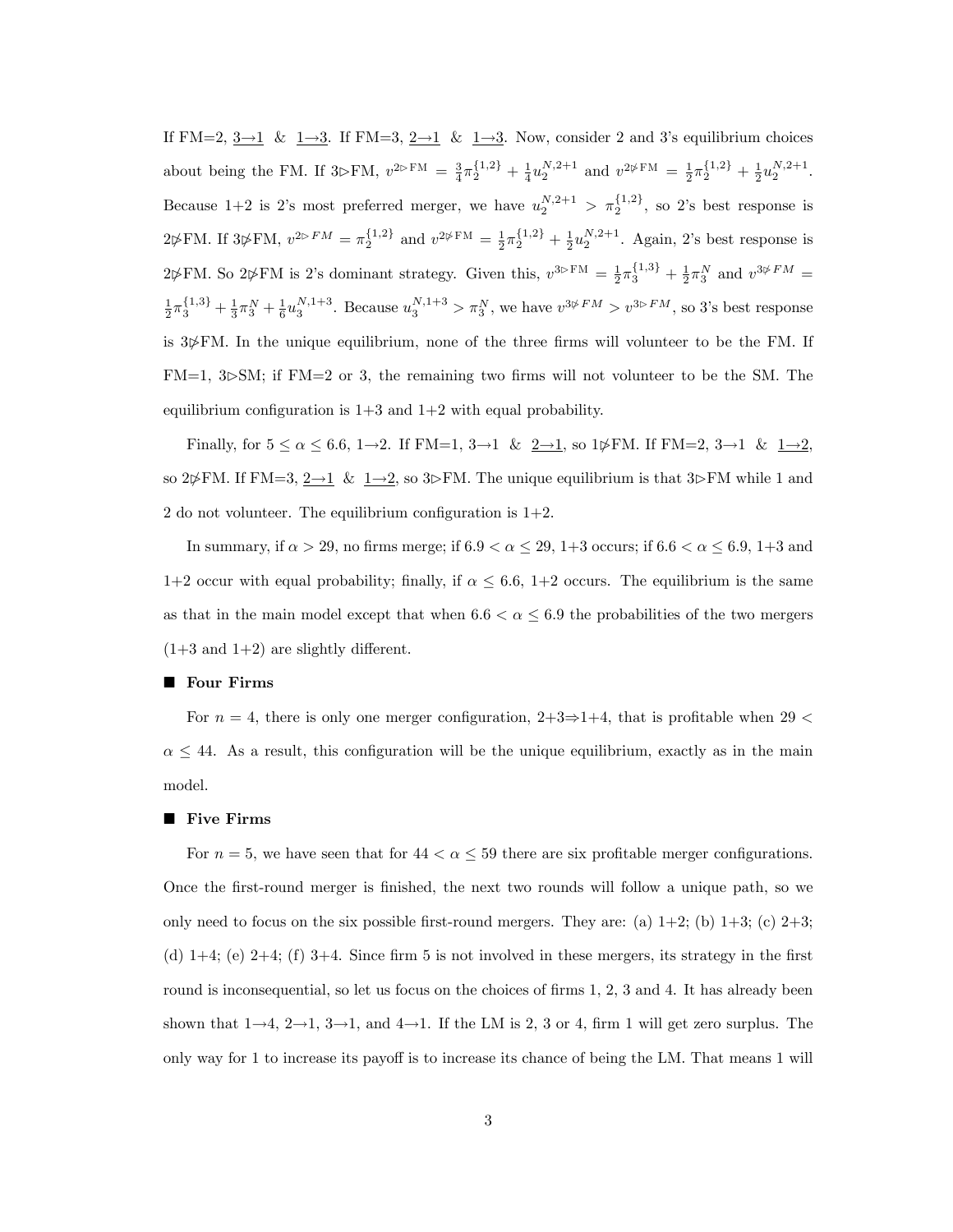If FM=2, $\underline{3{\rightarrow}1}$ & $1{\rightarrow}3$. If FM=3, $\underline{2{\rightarrow}1}$ & $\underline{1{\rightarrow}3}$. Now, consider 2 and 3's equilibrium choices about being the FM. If 3$\rhd$FM, $v^{2\rhd \text{FM}} = \frac{3}{4}\pi_2^{\{1,2\}} + \frac{1}{4}u_2^{N,2+1}$ and $v^{2\not\rhd \text{FM}} = \frac{1}{2}\pi_2^{\{1,2\}} + \frac{1}{2}u_2^{N,2+1}$. Because 1+2 is 2's most preferred merger, we have $u_2^{N,2+1} > \pi_2^{\{1,2\}}$, so 2's best response is 2$\not\rhd$FM. If 3$\not\rhd$FM, $v^{2\rhd FM} = \pi_2^{\{1,2\}}$ and $v^{2\not\rhd \text{FM}} = \frac{1}{2}\pi_2^{\{1,2\}} + \frac{1}{2}u_2^{N,2+1}$. Again, 2's best response is 2$\not\rhd$FM. So 2$\not\rhd$FM is 2's dominant strategy. Given this, $v^{3\rhd \text{FM}} = \frac{1}{2}\pi_3^{\{1,3\}} + \frac{1}{2}\pi_3^N$ and $v^{3\not\rhd FM} = \frac{1}{2}\pi_3^{\{1,3\}} + \frac{1}{3}\pi_3^N + \frac{1}{6}u_3^{N,1+3}$. Because $u_3^{N,1+3} > \pi_3^N$, we have $v^{3\not\rhd FM} > v^{3\rhd FM}$, so 3's best response is 3$\not\rhd$FM. In the unique equilibrium, none of the three firms will volunteer to be the FM. If FM=1, 3$\rhd$SM; if FM=2 or 3, the remaining two firms will not volunteer to be the SM. The equilibrium configuration is 1+3 and 1+2 with equal probability.

Finally, for $5 \leq \alpha \leq 6.6$, 1→2. If FM=1, 3→1 & $\underline{2{\rightarrow}1}$, so 1$\not\rhd$FM. If FM=2, 3→1 & $\underline{1{\rightarrow}2}$, so 2$\not\rhd$FM. If FM=3, $\underline{2{\rightarrow}1}$ & $\underline{1{\rightarrow}2}$, so 3$\rhd$FM. The unique equilibrium is that 3$\rhd$FM while 1 and 2 do not volunteer. The equilibrium configuration is 1+2.

In summary, if $\alpha > 29$, no firms merge; if $6.9 < \alpha \leq 29$, 1+3 occurs; if $6.6 < \alpha \leq 6.9$, 1+3 and 1+2 occur with equal probability; finally, if $\alpha \leq 6.6$, 1+2 occurs. The equilibrium is the same as that in the main model except that when $6.6 < \alpha \leq 6.9$ the probabilities of the two mergers (1+3 and 1+2) are slightly different.

### ■ Four Firms

For $n = 4$, there is only one merger configuration, 2+3⇒1+4, that is profitable when $29 < \alpha \leq 44$. As a result, this configuration will be the unique equilibrium, exactly as in the main model.

### ■ Five Firms

For $n = 5$, we have seen that for $44 < \alpha \leq 59$ there are six profitable merger configurations. Once the first-round merger is finished, the next two rounds will follow a unique path, so we only need to focus on the six possible first-round mergers. They are: (a) 1+2; (b) 1+3; (c) 2+3; (d) 1+4; (e) 2+4; (f) 3+4. Since firm 5 is not involved in these mergers, its strategy in the first round is inconsequential, so let us focus on the choices of firms 1, 2, 3 and 4. It has already been shown that 1→4, 2→1, 3→1, and 4→1. If the LM is 2, 3 or 4, firm 1 will get zero surplus. The only way for 1 to increase its payoff is to increase its chance of being the LM. That means 1 will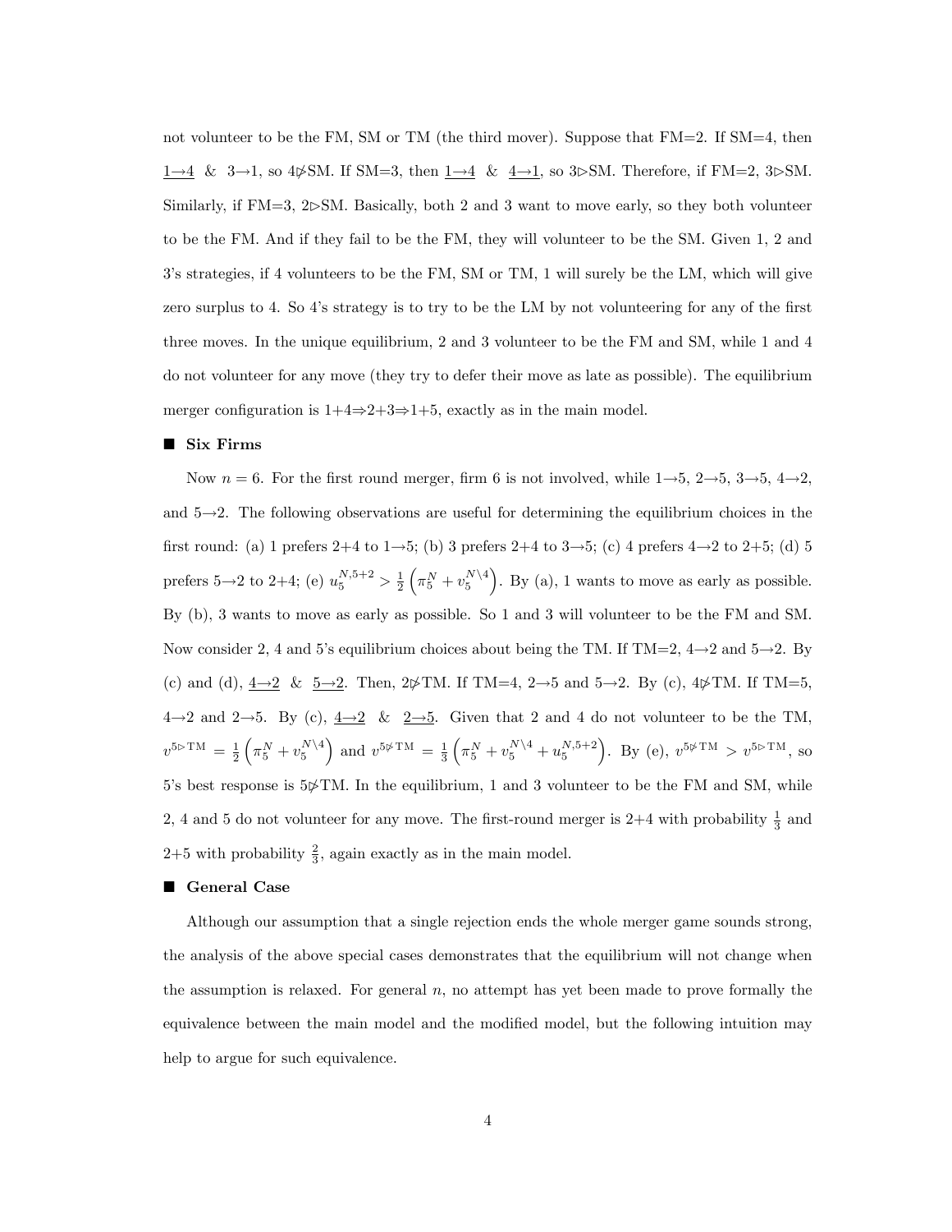not volunteer to be the FM, SM or TM (the third mover). Suppose that FM=2. If SM=4, then $\underline{1 \to 4}$ & $3 \to 1$, so $4 \not\triangleright$SM. If SM=3, then $\underline{1 \to 4}$ & $\underline{4 \to 1}$, so $3 \triangleright$SM. Therefore, if FM=2, $3 \triangleright$SM. Similarly, if FM=3, $2 \triangleright$SM. Basically, both 2 and 3 want to move early, so they both volunteer to be the FM. And if they fail to be the FM, they will volunteer to be the SM. Given 1, 2 and 3's strategies, if 4 volunteers to be the FM, SM or TM, 1 will surely be the LM, which will give zero surplus to 4. So 4's strategy is to try to be the LM by not volunteering for any of the first three moves. In the unique equilibrium, 2 and 3 volunteer to be the FM and SM, while 1 and 4 do not volunteer for any move (they try to defer their move as late as possible). The equilibrium merger configuration is 1+4⇒2+3⇒1+5, exactly as in the main model.

## ■ Six Firms

Now $n = 6$. For the first round merger, firm 6 is not involved, while $1 \to 5$, $2 \to 5$, $3 \to 5$, $4 \to 2$, and $5 \to 2$. The following observations are useful for determining the equilibrium choices in the first round: (a) 1 prefers 2+4 to $1 \to 5$; (b) 3 prefers 2+4 to $3 \to 5$; (c) 4 prefers $4 \to 2$ to 2+5; (d) 5 prefers $5 \to 2$ to 2+4; (e) $u_5^{N,5+2} > \frac{1}{2}\left(\pi_5^N + v_5^{N \setminus 4}\right)$. By (a), 1 wants to move as early as possible. By (b), 3 wants to move as early as possible. So 1 and 3 will volunteer to be the FM and SM. Now consider 2, 4 and 5's equilibrium choices about being the TM. If TM=2, $4 \to 2$ and $5 \to 2$. By (c) and (d), $\underline{4 \to 2}$ & $\underline{5 \to 2}$. Then, $2 \not\triangleright$TM. If TM=4, $2 \to 5$ and $5 \to 2$. By (c), $4 \not\triangleright$TM. If TM=5, $4 \to 2$ and $2 \to 5$. By (c), $\underline{4 \to 2}$ & $\underline{2 \to 5}$. Given that 2 and 4 do not volunteer to be the TM, $v^{5 \triangleright \text{TM}} = \frac{1}{2}\left(\pi_5^N + v_5^{N \setminus 4}\right)$ and $v^{5 \not\triangleright \text{TM}} = \frac{1}{3}\left(\pi_5^N + v_5^{N \setminus 4} + u_5^{N,5+2}\right)$. By (e), $v^{5 \not\triangleright \text{TM}} > v^{5 \triangleright \text{TM}}$, so 5's best response is $5 \not\triangleright$TM. In the equilibrium, 1 and 3 volunteer to be the FM and SM, while 2, 4 and 5 do not volunteer for any move. The first-round merger is 2+4 with probability $\frac{1}{3}$ and 2+5 with probability $\frac{2}{3}$, again exactly as in the main model.

## ■ General Case

Although our assumption that a single rejection ends the whole merger game sounds strong, the analysis of the above special cases demonstrates that the equilibrium will not change when the assumption is relaxed. For general $n$, no attempt has yet been made to prove formally the equivalence between the main model and the modified model, but the following intuition may help to argue for such equivalence.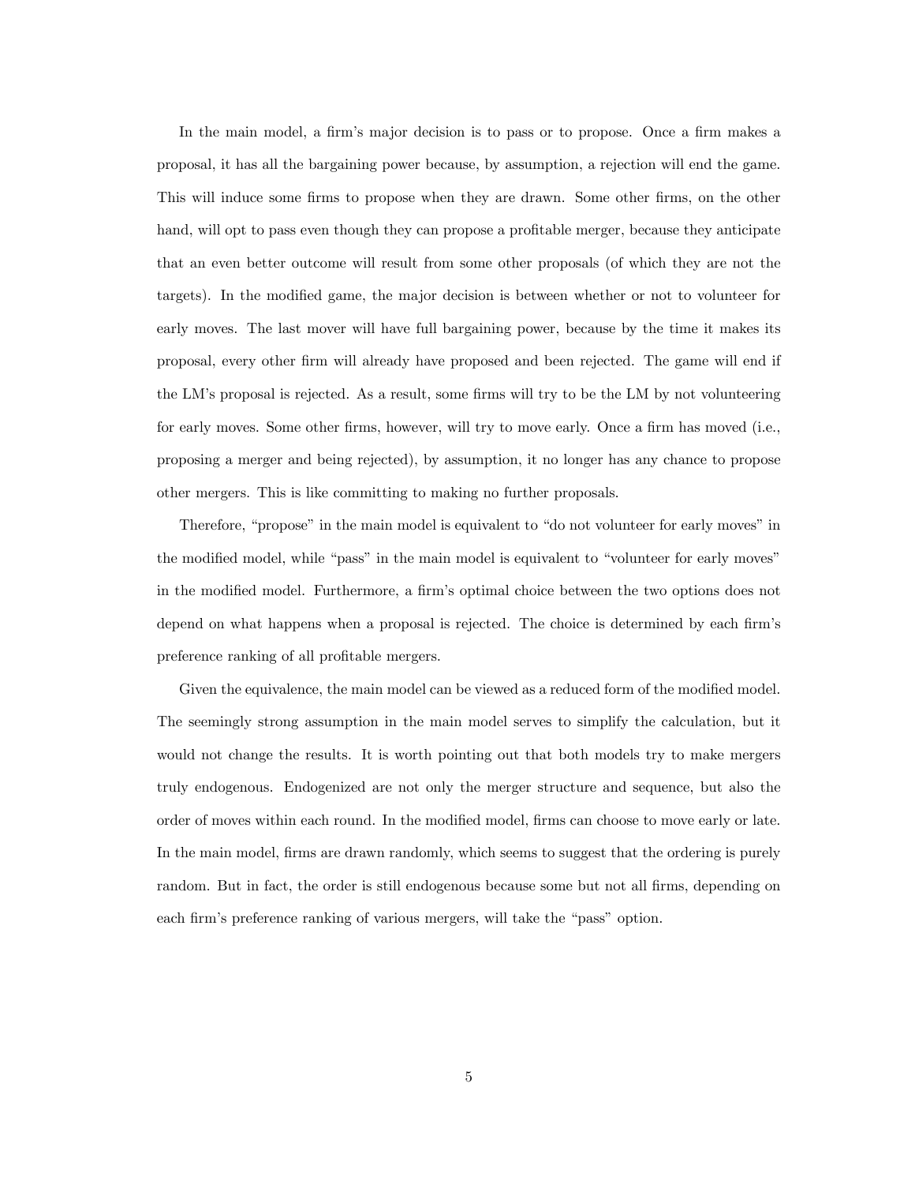In the main model, a firm's major decision is to pass or to propose. Once a firm makes a proposal, it has all the bargaining power because, by assumption, a rejection will end the game. This will induce some firms to propose when they are drawn. Some other firms, on the other hand, will opt to pass even though they can propose a profitable merger, because they anticipate that an even better outcome will result from some other proposals (of which they are not the targets). In the modified game, the major decision is between whether or not to volunteer for early moves. The last mover will have full bargaining power, because by the time it makes its proposal, every other firm will already have proposed and been rejected. The game will end if the LM's proposal is rejected. As a result, some firms will try to be the LM by not volunteering for early moves. Some other firms, however, will try to move early. Once a firm has moved (i.e., proposing a merger and being rejected), by assumption, it no longer has any chance to propose other mergers. This is like committing to making no further proposals.

Therefore, "propose" in the main model is equivalent to "do not volunteer for early moves" in the modified model, while "pass" in the main model is equivalent to "volunteer for early moves" in the modified model. Furthermore, a firm's optimal choice between the two options does not depend on what happens when a proposal is rejected. The choice is determined by each firm's preference ranking of all profitable mergers.

Given the equivalence, the main model can be viewed as a reduced form of the modified model. The seemingly strong assumption in the main model serves to simplify the calculation, but it would not change the results. It is worth pointing out that both models try to make mergers truly endogenous. Endogenized are not only the merger structure and sequence, but also the order of moves within each round. In the modified model, firms can choose to move early or late. In the main model, firms are drawn randomly, which seems to suggest that the ordering is purely random. But in fact, the order is still endogenous because some but not all firms, depending on each firm's preference ranking of various mergers, will take the "pass" option.